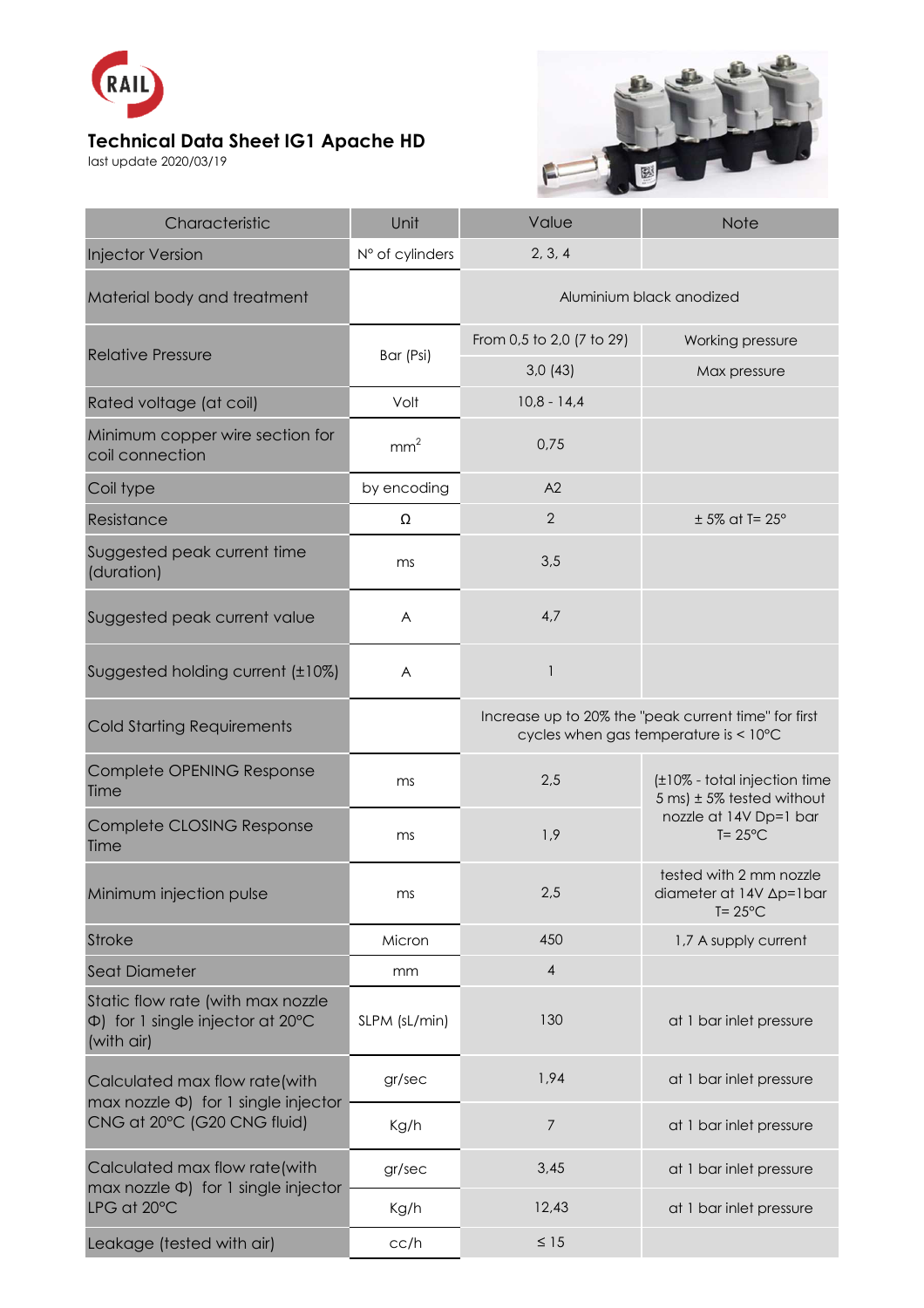RAIL

# Technical Data Sheet IG1 Apache HD

last update 2020/03/19

| Characteristic | Unit | Value | Note |
|---|---|---|---|
| Injector Version | N° of cylinders | 2, 3, 4 | |
| Material body and treatment | | Aluminium black anodized | |
| Relative Pressure | Bar (Psi) | From 0,5 to 2,0 (7 to 29) | Working pressure |
| | | 3,0 (43) | Max pressure |
| Rated voltage (at coil) | Volt | 10,8 - 14,4 | |
| Minimum copper wire section for coil connection | $mm^2$ | 0,75 | |
| Coil type | by encoding | A2 | |
| Resistance | Ω | 2 | ± 5% at T= 25° |
| Suggested peak current time (duration) | ms | 3,5 | |
| Suggested peak current value | A | 4,7 | |
| Suggested holding current (±10%) | A | 1 | |
| Cold Starting Requirements | | Increase up to 20% the "peak current time" for first cycles when gas temperature is < 10°C | |
| Complete OPENING Response Time | ms | 2,5 | (±10% - total injection time 5 ms) ± 5% tested without nozzle at 14V Dp=1 bar T= 25°C |
| Complete CLOSING Response Time | ms | 1,9 | |
| Minimum injection pulse | ms | 2,5 | tested with 2 mm nozzle diameter at 14V Δp=1bar T= 25°C |
| Stroke | Micron | 450 | 1,7 A supply current |
| Seat Diameter | mm | 4 | |
| Static flow rate (with max nozzle Φ) for 1 single injector at 20°C (with air) | SLPM (sL/min) | 130 | at 1 bar inlet pressure |
| Calculated max flow rate(with max nozzle Φ) for 1 single injector CNG at 20°C (G20 CNG fluid) | gr/sec | 1,94 | at 1 bar inlet pressure |
| | Kg/h | 7 | at 1 bar inlet pressure |
| Calculated max flow rate(with max nozzle Φ) for 1 single injector LPG at 20°C | gr/sec | 3,45 | at 1 bar inlet pressure |
| | Kg/h | 12,43 | at 1 bar inlet pressure |
| Leakage (tested with air) | cc/h | ≤ 15 | |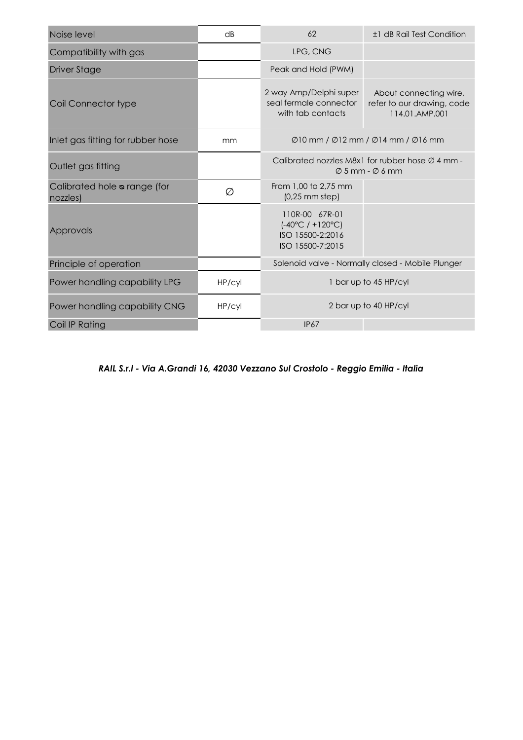| | | | |
|---|---|---|---|
| Noise level | dB | 62 | ±1 dB Rail Test Condition |
| Compatibility with gas | | LPG, CNG | |
| Driver Stage | | Peak and Hold (PWM) | |
| Coil Connector type | | 2 way Amp/Delphi super seal fermale connector with tab contacts | About connecting wire, refer to our drawing, code 114.01.AMP.001 |
| Inlet gas fitting for rubber hose | mm | Ø10 mm / Ø12 mm / Ø14 mm / Ø16 mm | |
| Outlet gas fitting | | Calibrated nozzles M8x1 for rubber hose Ø 4 mm - Ø 5 mm - Ø 6 mm | |
| Calibrated hole ø range (for nozzles) | Ø | From 1,00 to 2,75 mm (0,25 mm step) | |
| Approvals | | 110R-00 67R-01 (-40°C / +120°C) ISO 15500-2:2016 ISO 15500-7:2015 | |
| Principle of operation | | Solenoid valve - Normally closed - Mobile Plunger | |
| Power handling capability LPG | HP/cyl | 1 bar up to 45 HP/cyl | |
| Power handling capability CNG | HP/cyl | 2 bar up to 40 HP/cyl | |
| Coil IP Rating | | IP67 | |

***RAIL S.r.l - Via A.Grandi 16, 42030 Vezzano Sul Crostolo - Reggio Emilia - Italia***